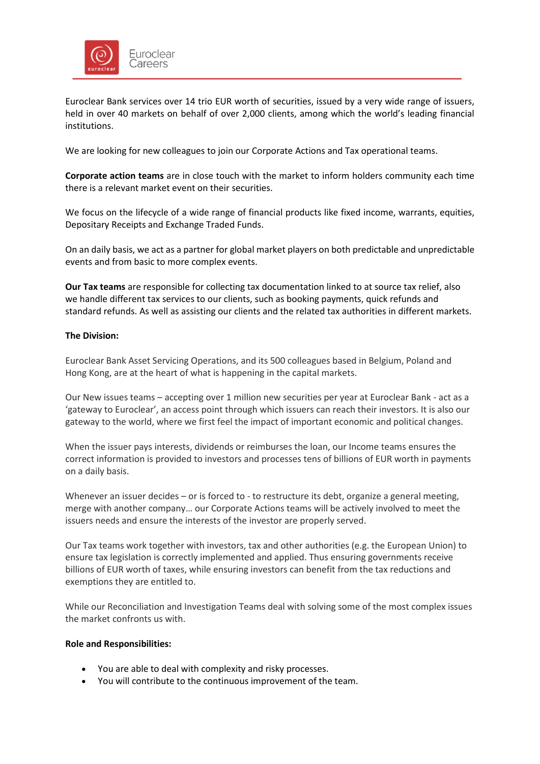Euroclear Bank services over 14 trio EUR worth of securities, issued by a very wide range of issuers, held in over 40 markets on behalf of over 2,000 clients, among which the world's leading financial institutions.

We are looking for new colleagues to join our Corporate Actions and Tax operational teams.

**Corporate action teams** are in close touch with the market to inform holders community each time there is a relevant market event on their securities.

We focus on the lifecycle of a wide range of financial products like fixed income, warrants, equities, Depositary Receipts and Exchange Traded Funds.

On an daily basis, we act as a partner for global market players on both predictable and unpredictable events and from basic to more complex events.

**Our Tax teams** are responsible for collecting tax documentation linked to at source tax relief, also we handle different tax services to our clients, such as booking payments, quick refunds and standard refunds. As well as assisting our clients and the related tax authorities in different markets.

**The Division:**

Euroclear Bank Asset Servicing Operations, and its 500 colleagues based in Belgium, Poland and Hong Kong, are at the heart of what is happening in the capital markets.

Our New issues teams – accepting over 1 million new securities per year at Euroclear Bank - act as a 'gateway to Euroclear', an access point through which issuers can reach their investors. It is also our gateway to the world, where we first feel the impact of important economic and political changes.

When the issuer pays interests, dividends or reimburses the loan, our Income teams ensures the correct information is provided to investors and processes tens of billions of EUR worth in payments on a daily basis.

Whenever an issuer decides – or is forced to - to restructure its debt, organize a general meeting, merge with another company… our Corporate Actions teams will be actively involved to meet the issuers needs and ensure the interests of the investor are properly served.

Our Tax teams work together with investors, tax and other authorities (e.g. the European Union) to ensure tax legislation is correctly implemented and applied. Thus ensuring governments receive billions of EUR worth of taxes, while ensuring investors can benefit from the tax reductions and exemptions they are entitled to.

While our Reconciliation and Investigation Teams deal with solving some of the most complex issues the market confronts us with.

**Role and Responsibilities:**

- You are able to deal with complexity and risky processes.
- You will contribute to the continuous improvement of the team.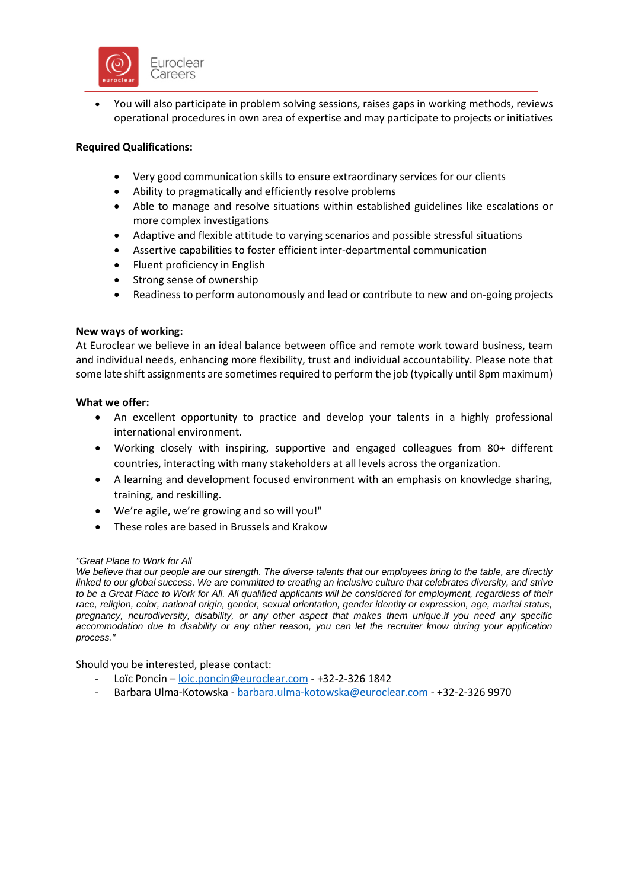- You will also participate in problem solving sessions, raises gaps in working methods, reviews operational procedures in own area of expertise and may participate to projects or initiatives

**Required Qualifications:**

- Very good communication skills to ensure extraordinary services for our clients
- Ability to pragmatically and efficiently resolve problems
- Able to manage and resolve situations within established guidelines like escalations or more complex investigations
- Adaptive and flexible attitude to varying scenarios and possible stressful situations
- Assertive capabilities to foster efficient inter-departmental communication
- Fluent proficiency in English
- Strong sense of ownership
- Readiness to perform autonomously and lead or contribute to new and on-going projects

**New ways of working:**

At Euroclear we believe in an ideal balance between office and remote work toward business, team and individual needs, enhancing more flexibility, trust and individual accountability. Please note that some late shift assignments are sometimes required to perform the job (typically until 8pm maximum)

**What we offer:**

- An excellent opportunity to practice and develop your talents in a highly professional international environment.
- Working closely with inspiring, supportive and engaged colleagues from 80+ different countries, interacting with many stakeholders at all levels across the organization.
- A learning and development focused environment with an emphasis on knowledge sharing, training, and reskilling.
- We're agile, we're growing and so will you!"
- These roles are based in Brussels and Krakow

*"Great Place to Work for All*
*We believe that our people are our strength. The diverse talents that our employees bring to the table, are directly linked to our global success. We are committed to creating an inclusive culture that celebrates diversity, and strive to be a Great Place to Work for All. All qualified applicants will be considered for employment, regardless of their race, religion, color, national origin, gender, sexual orientation, gender identity or expression, age, marital status, pregnancy, neurodiversity, disability, or any other aspect that makes them unique.if you need any specific accommodation due to disability or any other reason, you can let the recruiter know during your application process."*

Should you be interested, please contact:

- Loïc Poncin – loic.poncin@euroclear.com - +32-2-326 1842
- Barbara Ulma-Kotowska - barbara.ulma-kotowska@euroclear.com - +32-2-326 9970